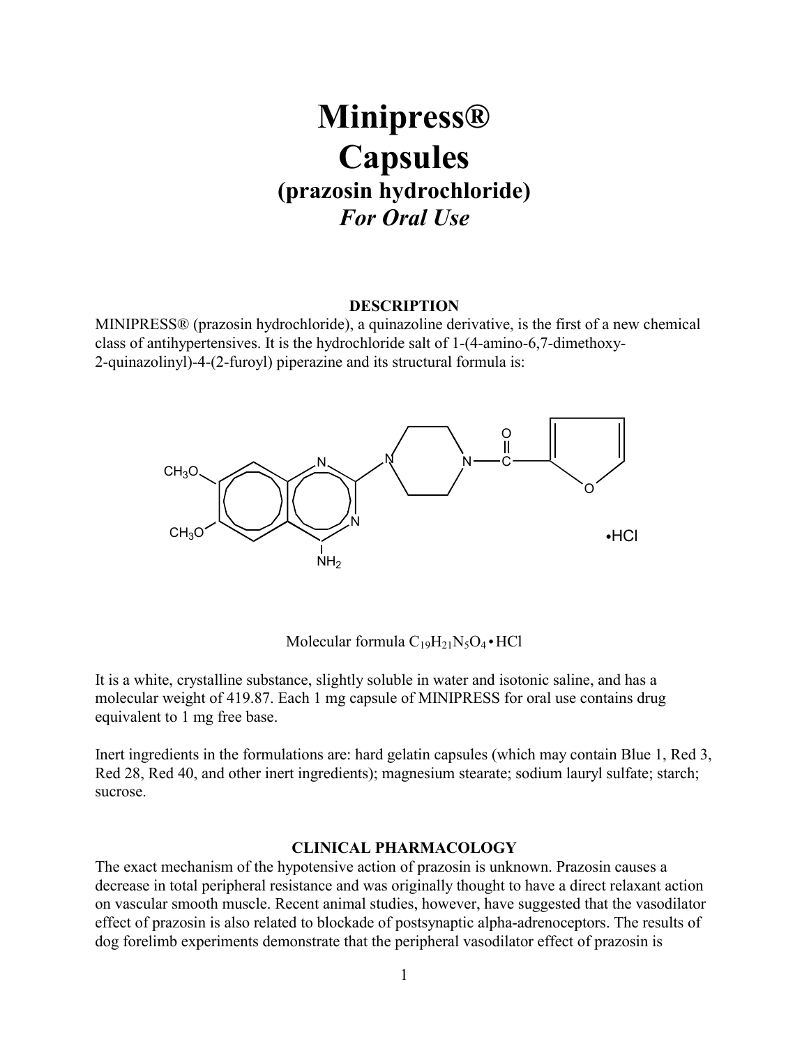# Minipress®
# Capsules
## (prazosin hydrochloride)
### *For Oral Use*

**DESCRIPTION**

MINIPRESS® (prazosin hydrochloride), a quinazoline derivative, is the first of a new chemical class of antihypertensives. It is the hydrochloride salt of 1-(4-amino-6,7-dimethoxy-2-quinazolinyl)-4-(2-furoyl) piperazine and its structural formula is:

Molecular formula $C_{19}H_{21}N_5O_4 \bullet HCl$

It is a white, crystalline substance, slightly soluble in water and isotonic saline, and has a molecular weight of 419.87. Each 1 mg capsule of MINIPRESS for oral use contains drug equivalent to 1 mg free base.

Inert ingredients in the formulations are: hard gelatin capsules (which may contain Blue 1, Red 3, Red 28, Red 40, and other inert ingredients); magnesium stearate; sodium lauryl sulfate; starch; sucrose.

**CLINICAL PHARMACOLOGY**

The exact mechanism of the hypotensive action of prazosin is unknown. Prazosin causes a decrease in total peripheral resistance and was originally thought to have a direct relaxant action on vascular smooth muscle. Recent animal studies, however, have suggested that the vasodilator effect of prazosin is also related to blockade of postsynaptic alpha-adrenoceptors. The results of dog forelimb experiments demonstrate that the peripheral vasodilator effect of prazosin is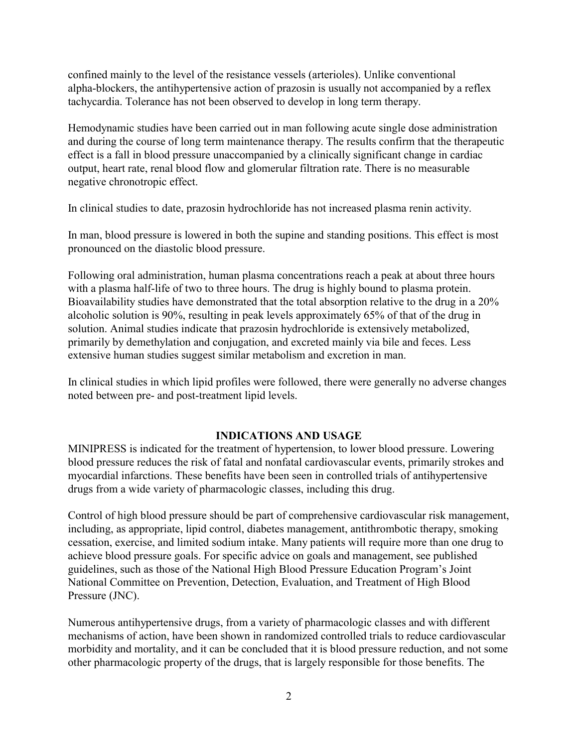confined mainly to the level of the resistance vessels (arterioles). Unlike conventional alpha-blockers, the antihypertensive action of prazosin is usually not accompanied by a reflex tachycardia. Tolerance has not been observed to develop in long term therapy.

Hemodynamic studies have been carried out in man following acute single dose administration and during the course of long term maintenance therapy. The results confirm that the therapeutic effect is a fall in blood pressure unaccompanied by a clinically significant change in cardiac output, heart rate, renal blood flow and glomerular filtration rate. There is no measurable negative chronotropic effect.

In clinical studies to date, prazosin hydrochloride has not increased plasma renin activity.

In man, blood pressure is lowered in both the supine and standing positions. This effect is most pronounced on the diastolic blood pressure.

Following oral administration, human plasma concentrations reach a peak at about three hours with a plasma half-life of two to three hours. The drug is highly bound to plasma protein. Bioavailability studies have demonstrated that the total absorption relative to the drug in a 20% alcoholic solution is 90%, resulting in peak levels approximately 65% of that of the drug in solution. Animal studies indicate that prazosin hydrochloride is extensively metabolized, primarily by demethylation and conjugation, and excreted mainly via bile and feces. Less extensive human studies suggest similar metabolism and excretion in man.

In clinical studies in which lipid profiles were followed, there were generally no adverse changes noted between pre- and post-treatment lipid levels.

## INDICATIONS AND USAGE

MINIPRESS is indicated for the treatment of hypertension, to lower blood pressure. Lowering blood pressure reduces the risk of fatal and nonfatal cardiovascular events, primarily strokes and myocardial infarctions. These benefits have been seen in controlled trials of antihypertensive drugs from a wide variety of pharmacologic classes, including this drug.

Control of high blood pressure should be part of comprehensive cardiovascular risk management, including, as appropriate, lipid control, diabetes management, antithrombotic therapy, smoking cessation, exercise, and limited sodium intake. Many patients will require more than one drug to achieve blood pressure goals. For specific advice on goals and management, see published guidelines, such as those of the National High Blood Pressure Education Program's Joint National Committee on Prevention, Detection, Evaluation, and Treatment of High Blood Pressure (JNC).

Numerous antihypertensive drugs, from a variety of pharmacologic classes and with different mechanisms of action, have been shown in randomized controlled trials to reduce cardiovascular morbidity and mortality, and it can be concluded that it is blood pressure reduction, and not some other pharmacologic property of the drugs, that is largely responsible for those benefits. The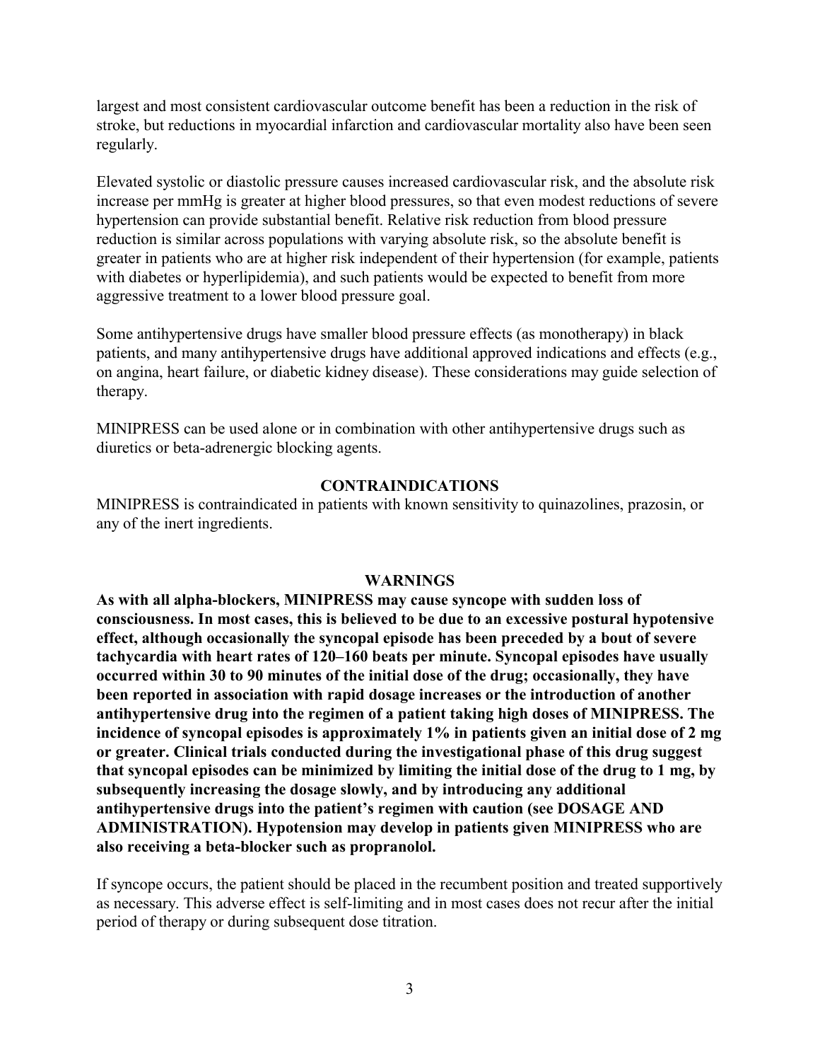largest and most consistent cardiovascular outcome benefit has been a reduction in the risk of stroke, but reductions in myocardial infarction and cardiovascular mortality also have been seen regularly.

Elevated systolic or diastolic pressure causes increased cardiovascular risk, and the absolute risk increase per mmHg is greater at higher blood pressures, so that even modest reductions of severe hypertension can provide substantial benefit. Relative risk reduction from blood pressure reduction is similar across populations with varying absolute risk, so the absolute benefit is greater in patients who are at higher risk independent of their hypertension (for example, patients with diabetes or hyperlipidemia), and such patients would be expected to benefit from more aggressive treatment to a lower blood pressure goal.

Some antihypertensive drugs have smaller blood pressure effects (as monotherapy) in black patients, and many antihypertensive drugs have additional approved indications and effects (e.g., on angina, heart failure, or diabetic kidney disease). These considerations may guide selection of therapy.

MINIPRESS can be used alone or in combination with other antihypertensive drugs such as diuretics or beta-adrenergic blocking agents.

## CONTRAINDICATIONS

MINIPRESS is contraindicated in patients with known sensitivity to quinazolines, prazosin, or any of the inert ingredients.

## WARNINGS

**As with all alpha-blockers, MINIPRESS may cause syncope with sudden loss of consciousness. In most cases, this is believed to be due to an excessive postural hypotensive effect, although occasionally the syncopal episode has been preceded by a bout of severe tachycardia with heart rates of 120–160 beats per minute. Syncopal episodes have usually occurred within 30 to 90 minutes of the initial dose of the drug; occasionally, they have been reported in association with rapid dosage increases or the introduction of another antihypertensive drug into the regimen of a patient taking high doses of MINIPRESS. The incidence of syncopal episodes is approximately 1% in patients given an initial dose of 2 mg or greater. Clinical trials conducted during the investigational phase of this drug suggest that syncopal episodes can be minimized by limiting the initial dose of the drug to 1 mg, by subsequently increasing the dosage slowly, and by introducing any additional antihypertensive drugs into the patient's regimen with caution (see DOSAGE AND ADMINISTRATION). Hypotension may develop in patients given MINIPRESS who are also receiving a beta-blocker such as propranolol.**

If syncope occurs, the patient should be placed in the recumbent position and treated supportively as necessary. This adverse effect is self-limiting and in most cases does not recur after the initial period of therapy or during subsequent dose titration.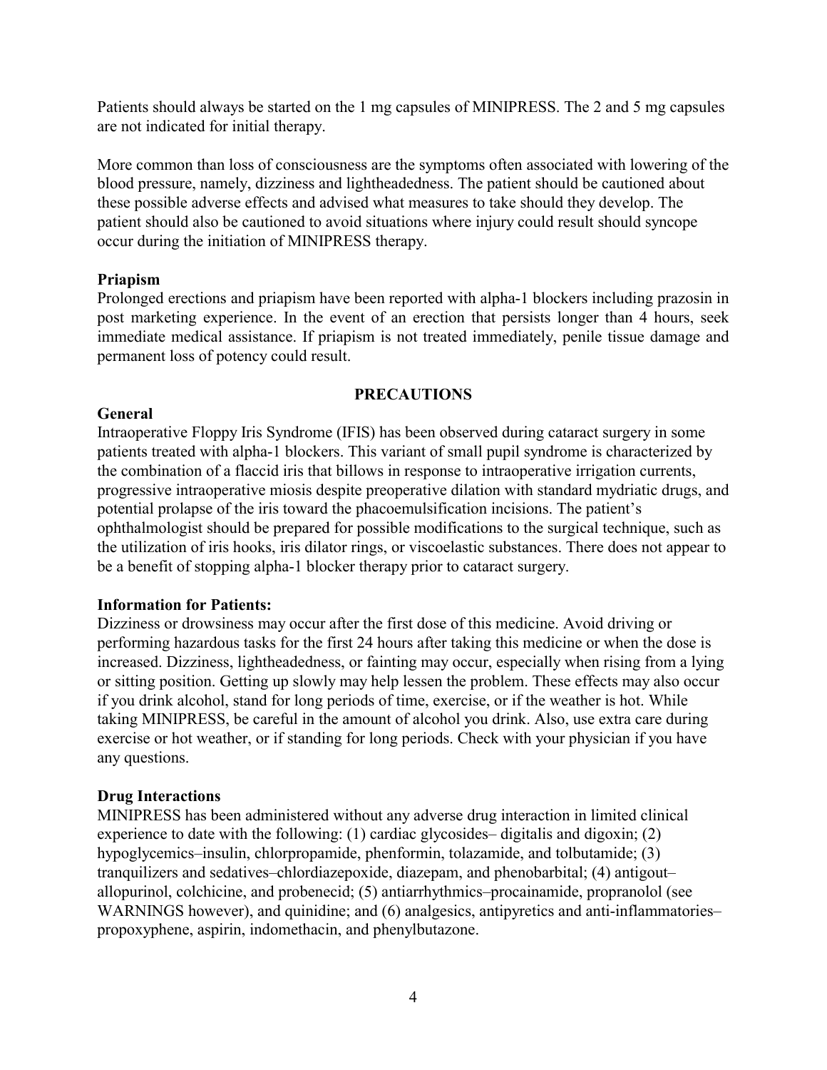Patients should always be started on the 1 mg capsules of MINIPRESS. The 2 and 5 mg capsules are not indicated for initial therapy.

More common than loss of consciousness are the symptoms often associated with lowering of the blood pressure, namely, dizziness and lightheadedness. The patient should be cautioned about these possible adverse effects and advised what measures to take should they develop. The patient should also be cautioned to avoid situations where injury could result should syncope occur during the initiation of MINIPRESS therapy.

**Priapism**

Prolonged erections and priapism have been reported with alpha-1 blockers including prazosin in post marketing experience. In the event of an erection that persists longer than 4 hours, seek immediate medical assistance. If priapism is not treated immediately, penile tissue damage and permanent loss of potency could result.

## PRECAUTIONS

**General**

Intraoperative Floppy Iris Syndrome (IFIS) has been observed during cataract surgery in some patients treated with alpha-1 blockers. This variant of small pupil syndrome is characterized by the combination of a flaccid iris that billows in response to intraoperative irrigation currents, progressive intraoperative miosis despite preoperative dilation with standard mydriatic drugs, and potential prolapse of the iris toward the phacoemulsification incisions. The patient's ophthalmologist should be prepared for possible modifications to the surgical technique, such as the utilization of iris hooks, iris dilator rings, or viscoelastic substances. There does not appear to be a benefit of stopping alpha-1 blocker therapy prior to cataract surgery.

**Information for Patients:**

Dizziness or drowsiness may occur after the first dose of this medicine. Avoid driving or performing hazardous tasks for the first 24 hours after taking this medicine or when the dose is increased. Dizziness, lightheadedness, or fainting may occur, especially when rising from a lying or sitting position. Getting up slowly may help lessen the problem. These effects may also occur if you drink alcohol, stand for long periods of time, exercise, or if the weather is hot. While taking MINIPRESS, be careful in the amount of alcohol you drink. Also, use extra care during exercise or hot weather, or if standing for long periods. Check with your physician if you have any questions.

**Drug Interactions**

MINIPRESS has been administered without any adverse drug interaction in limited clinical experience to date with the following: (1) cardiac glycosides– digitalis and digoxin; (2) hypoglycemics–insulin, chlorpropamide, phenformin, tolazamide, and tolbutamide; (3) tranquilizers and sedatives–chlordiazepoxide, diazepam, and phenobarbital; (4) antigout– allopurinol, colchicine, and probenecid; (5) antiarrhythmics–procainamide, propranolol (see WARNINGS however), and quinidine; and (6) analgesics, antipyretics and anti-inflammatories– propoxyphene, aspirin, indomethacin, and phenylbutazone.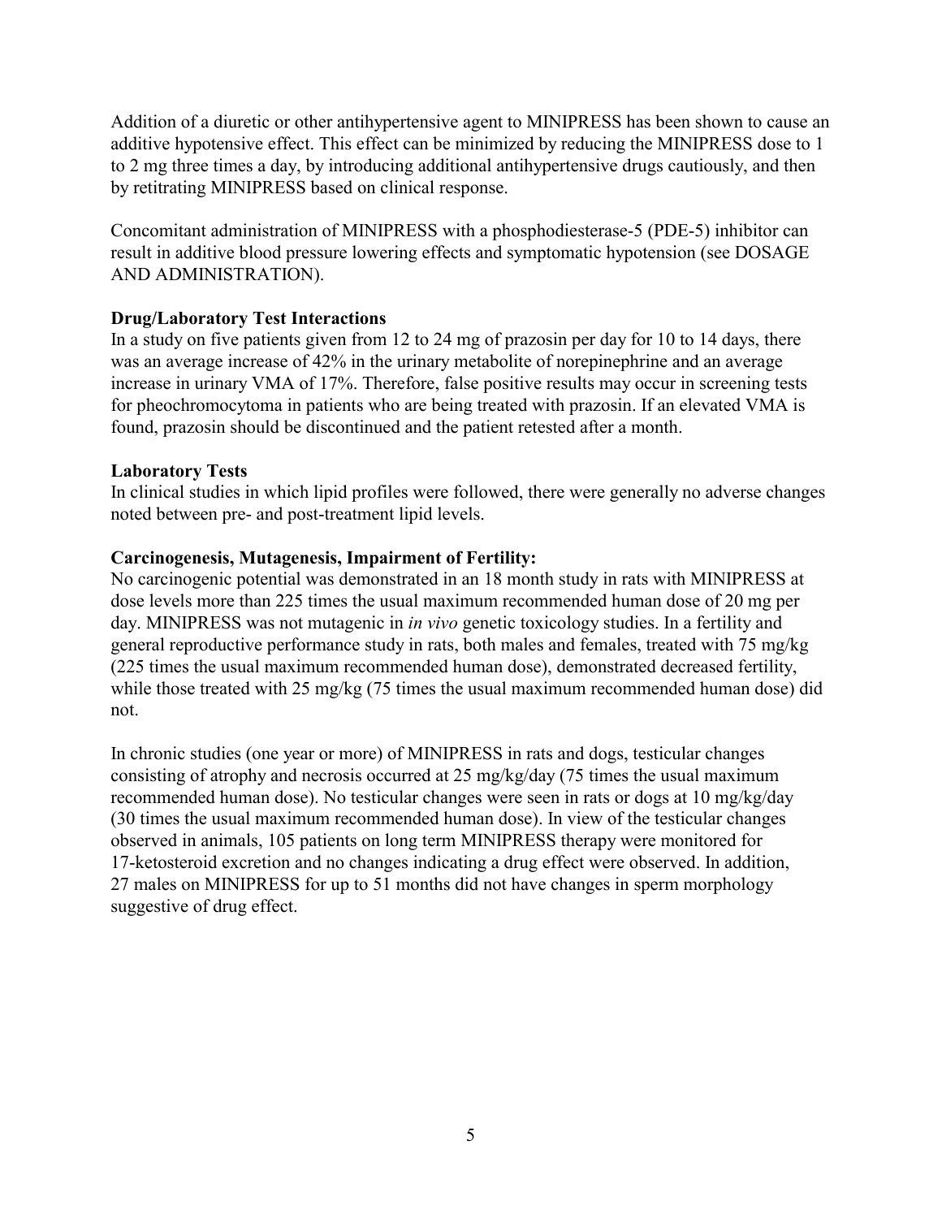Addition of a diuretic or other antihypertensive agent to MINIPRESS has been shown to cause an additive hypotensive effect. This effect can be minimized by reducing the MINIPRESS dose to 1 to 2 mg three times a day, by introducing additional antihypertensive drugs cautiously, and then by retitrating MINIPRESS based on clinical response.

Concomitant administration of MINIPRESS with a phosphodiesterase-5 (PDE-5) inhibitor can result in additive blood pressure lowering effects and symptomatic hypotension (see DOSAGE AND ADMINISTRATION).

**Drug/Laboratory Test Interactions**

In a study on five patients given from 12 to 24 mg of prazosin per day for 10 to 14 days, there was an average increase of 42% in the urinary metabolite of norepinephrine and an average increase in urinary VMA of 17%. Therefore, false positive results may occur in screening tests for pheochromocytoma in patients who are being treated with prazosin. If an elevated VMA is found, prazosin should be discontinued and the patient retested after a month.

**Laboratory Tests**

In clinical studies in which lipid profiles were followed, there were generally no adverse changes noted between pre- and post-treatment lipid levels.

**Carcinogenesis, Mutagenesis, Impairment of Fertility:**

No carcinogenic potential was demonstrated in an 18 month study in rats with MINIPRESS at dose levels more than 225 times the usual maximum recommended human dose of 20 mg per day. MINIPRESS was not mutagenic in *in vivo* genetic toxicology studies. In a fertility and general reproductive performance study in rats, both males and females, treated with 75 mg/kg (225 times the usual maximum recommended human dose), demonstrated decreased fertility, while those treated with 25 mg/kg (75 times the usual maximum recommended human dose) did not.

In chronic studies (one year or more) of MINIPRESS in rats and dogs, testicular changes consisting of atrophy and necrosis occurred at 25 mg/kg/day (75 times the usual maximum recommended human dose). No testicular changes were seen in rats or dogs at 10 mg/kg/day (30 times the usual maximum recommended human dose). In view of the testicular changes observed in animals, 105 patients on long term MINIPRESS therapy were monitored for 17-ketosteroid excretion and no changes indicating a drug effect were observed. In addition, 27 males on MINIPRESS for up to 51 months did not have changes in sperm morphology suggestive of drug effect.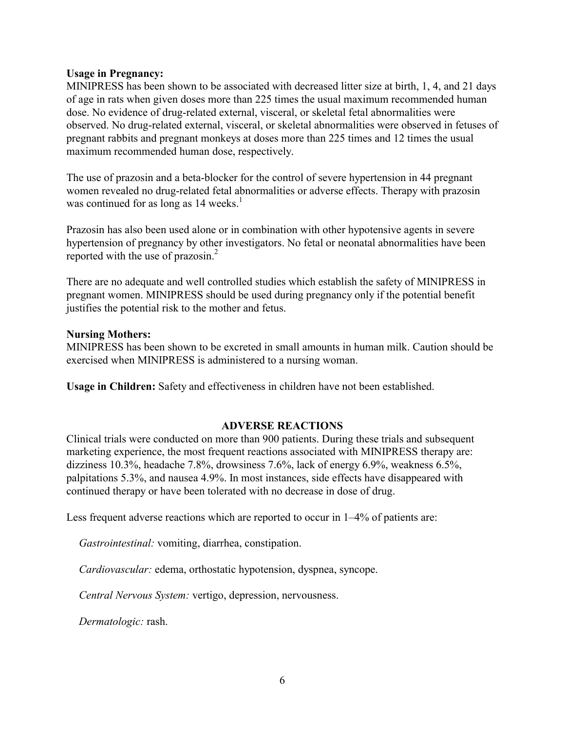**Usage in Pregnancy:**
MINIPRESS has been shown to be associated with decreased litter size at birth, 1, 4, and 21 days of age in rats when given doses more than 225 times the usual maximum recommended human dose. No evidence of drug-related external, visceral, or skeletal fetal abnormalities were observed. No drug-related external, visceral, or skeletal abnormalities were observed in fetuses of pregnant rabbits and pregnant monkeys at doses more than 225 times and 12 times the usual maximum recommended human dose, respectively.

The use of prazosin and a beta-blocker for the control of severe hypertension in 44 pregnant women revealed no drug-related fetal abnormalities or adverse effects. Therapy with prazosin was continued for as long as 14 weeks.[1]

Prazosin has also been used alone or in combination with other hypotensive agents in severe hypertension of pregnancy by other investigators. No fetal or neonatal abnormalities have been reported with the use of prazosin.[2]

There are no adequate and well controlled studies which establish the safety of MINIPRESS in pregnant women. MINIPRESS should be used during pregnancy only if the potential benefit justifies the potential risk to the mother and fetus.

**Nursing Mothers:**
MINIPRESS has been shown to be excreted in small amounts in human milk. Caution should be exercised when MINIPRESS is administered to a nursing woman.

**Usage in Children:** Safety and effectiveness in children have not been established.

## ADVERSE REACTIONS

Clinical trials were conducted on more than 900 patients. During these trials and subsequent marketing experience, the most frequent reactions associated with MINIPRESS therapy are: dizziness 10.3%, headache 7.8%, drowsiness 7.6%, lack of energy 6.9%, weakness 6.5%, palpitations 5.3%, and nausea 4.9%. In most instances, side effects have disappeared with continued therapy or have been tolerated with no decrease in dose of drug.

Less frequent adverse reactions which are reported to occur in 1–4% of patients are:

*Gastrointestinal:* vomiting, diarrhea, constipation.

*Cardiovascular:* edema, orthostatic hypotension, dyspnea, syncope.

*Central Nervous System:* vertigo, depression, nervousness.

*Dermatologic:* rash.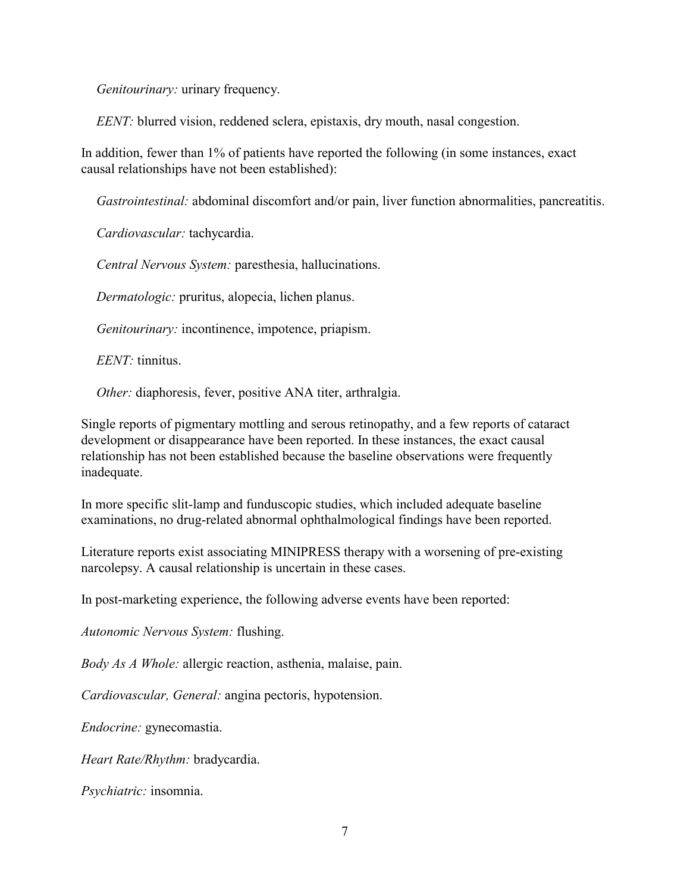*Genitourinary:* urinary frequency.

*EENT:* blurred vision, reddened sclera, epistaxis, dry mouth, nasal congestion.

In addition, fewer than 1% of patients have reported the following (in some instances, exact causal relationships have not been established):

*Gastrointestinal:* abdominal discomfort and/or pain, liver function abnormalities, pancreatitis.

*Cardiovascular:* tachycardia.

*Central Nervous System:* paresthesia, hallucinations.

*Dermatologic:* pruritus, alopecia, lichen planus.

*Genitourinary:* incontinence, impotence, priapism.

*EENT:* tinnitus.

*Other:* diaphoresis, fever, positive ANA titer, arthralgia.

Single reports of pigmentary mottling and serous retinopathy, and a few reports of cataract development or disappearance have been reported. In these instances, the exact causal relationship has not been established because the baseline observations were frequently inadequate.

In more specific slit-lamp and funduscopic studies, which included adequate baseline examinations, no drug-related abnormal ophthalmological findings have been reported.

Literature reports exist associating MINIPRESS therapy with a worsening of pre-existing narcolepsy. A causal relationship is uncertain in these cases.

In post-marketing experience, the following adverse events have been reported:

*Autonomic Nervous System:* flushing.

*Body As A Whole:* allergic reaction, asthenia, malaise, pain.

*Cardiovascular, General:* angina pectoris, hypotension.

*Endocrine:* gynecomastia.

*Heart Rate/Rhythm:* bradycardia.

*Psychiatric:* insomnia.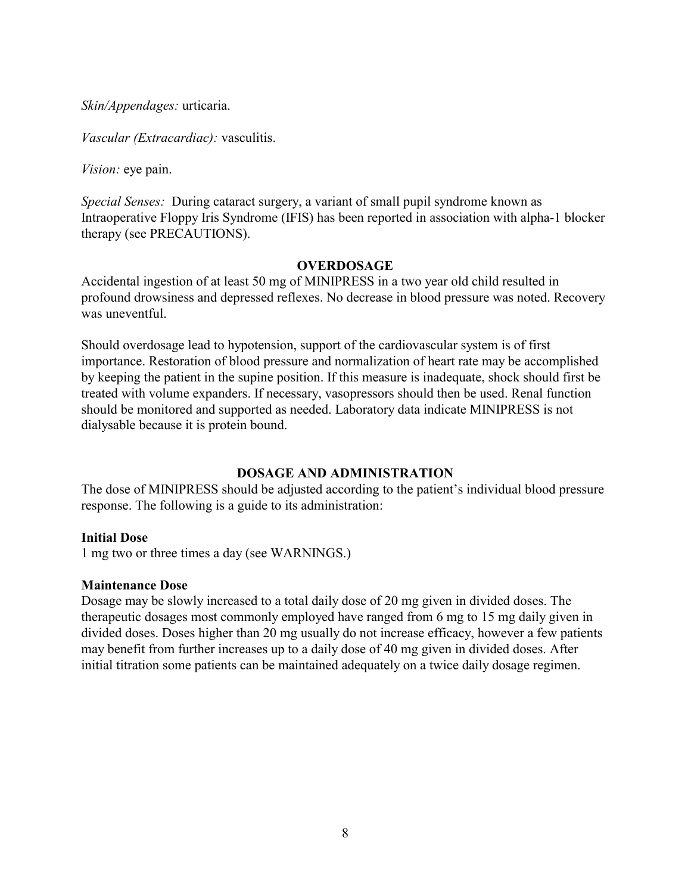*Skin/Appendages:* urticaria.

*Vascular (Extracardiac):* vasculitis.

*Vision:* eye pain.

*Special Senses:* During cataract surgery, a variant of small pupil syndrome known as Intraoperative Floppy Iris Syndrome (IFIS) has been reported in association with alpha-1 blocker therapy (see PRECAUTIONS).

## OVERDOSAGE

Accidental ingestion of at least 50 mg of MINIPRESS in a two year old child resulted in profound drowsiness and depressed reflexes. No decrease in blood pressure was noted. Recovery was uneventful.

Should overdosage lead to hypotension, support of the cardiovascular system is of first importance. Restoration of blood pressure and normalization of heart rate may be accomplished by keeping the patient in the supine position. If this measure is inadequate, shock should first be treated with volume expanders. If necessary, vasopressors should then be used. Renal function should be monitored and supported as needed. Laboratory data indicate MINIPRESS is not dialysable because it is protein bound.

## DOSAGE AND ADMINISTRATION

The dose of MINIPRESS should be adjusted according to the patient's individual blood pressure response. The following is a guide to its administration:

**Initial Dose**

1 mg two or three times a day (see WARNINGS.)

**Maintenance Dose**

Dosage may be slowly increased to a total daily dose of 20 mg given in divided doses. The therapeutic dosages most commonly employed have ranged from 6 mg to 15 mg daily given in divided doses. Doses higher than 20 mg usually do not increase efficacy, however a few patients may benefit from further increases up to a daily dose of 40 mg given in divided doses. After initial titration some patients can be maintained adequately on a twice daily dosage regimen.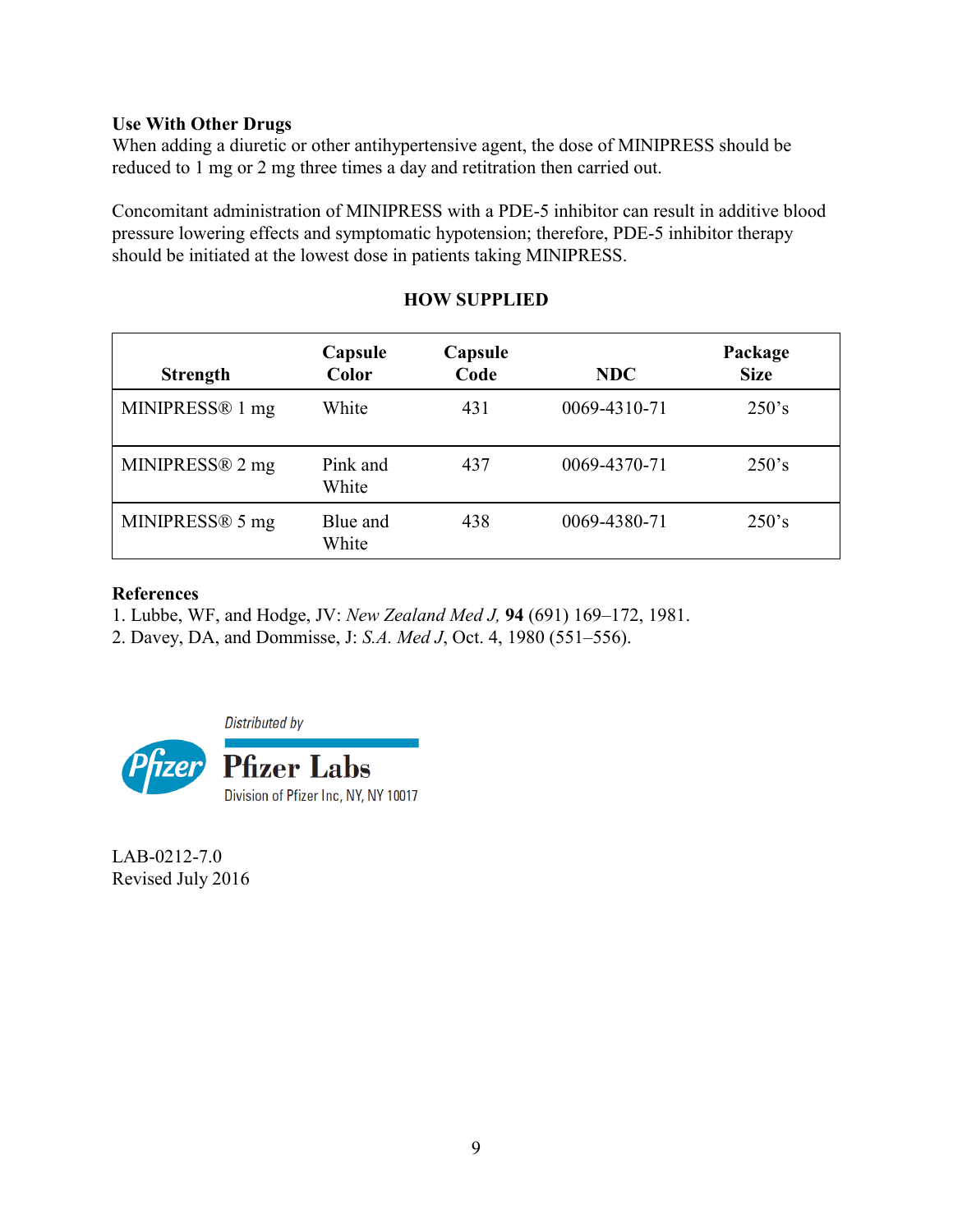**Use With Other Drugs**

When adding a diuretic or other antihypertensive agent, the dose of MINIPRESS should be reduced to 1 mg or 2 mg three times a day and retitration then carried out.

Concomitant administration of MINIPRESS with a PDE-5 inhibitor can result in additive blood pressure lowering effects and symptomatic hypotension; therefore, PDE-5 inhibitor therapy should be initiated at the lowest dose in patients taking MINIPRESS.

## HOW SUPPLIED

| Strength | Capsule Color | Capsule Code | NDC | Package Size |
|---|---|---|---|---|
| MINIPRESS® 1 mg | White | 431 | 0069-4310-71 | 250's |
| MINIPRESS® 2 mg | Pink and White | 437 | 0069-4370-71 | 250's |
| MINIPRESS® 5 mg | Blue and White | 438 | 0069-4380-71 | 250's |

**References**

1. Lubbe, WF, and Hodge, JV: *New Zealand Med J,* **94** (691) 169–172, 1981.
2. Davey, DA, and Dommisse, J: *S.A. Med J*, Oct. 4, 1980 (551–556).

Distributed by

Pfizer Labs

Division of Pfizer Inc, NY, NY 10017

LAB-0212-7.0

Revised July 2016